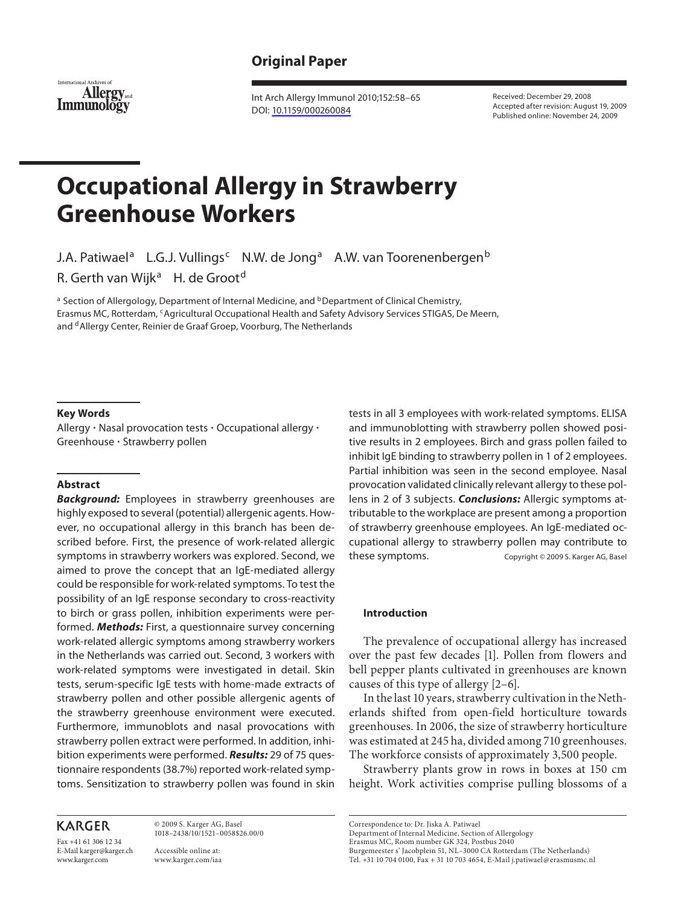**Original Paper**

# Occupational Allergy in Strawberry Greenhouse Workers

J.A. Patiwael[a] L.G.J. Vullings[c] N.W. de Jong[a] A.W. van Toorenenbergen[b] R. Gerth van Wijk[a] H. de Groot[d]

[a] Section of Allergology, Department of Internal Medicine, and [b]Department of Clinical Chemistry, Erasmus MC, Rotterdam, [c]Agricultural Occupational Health and Safety Advisory Services STIGAS, De Meern, and [d]Allergy Center, Reinier de Graaf Groep, Voorburg, The Netherlands

Received: December 29, 2008
Accepted after revision: August 19, 2009
Published online: November 24, 2009

### Key Words

Allergy · Nasal provocation tests · Occupational allergy · Greenhouse · Strawberry pollen

### Abstract

***Background:*** Employees in strawberry greenhouses are highly exposed to several (potential) allergenic agents. However, no occupational allergy in this branch has been described before. First, the presence of work-related allergic symptoms in strawberry workers was explored. Second, we aimed to prove the concept that an IgE-mediated allergy could be responsible for work-related symptoms. To test the possibility of an IgE response secondary to cross-reactivity to birch or grass pollen, inhibition experiments were performed. ***Methods:*** First, a questionnaire survey concerning work-related allergic symptoms among strawberry workers in the Netherlands was carried out. Second, 3 workers with work-related symptoms were investigated in detail. Skin tests, serum-specific IgE tests with home-made extracts of strawberry pollen and other possible allergenic agents of the strawberry greenhouse environment were executed. Furthermore, immunoblots and nasal provocations with strawberry pollen extract were performed. In addition, inhibition experiments were performed. ***Results:*** 29 of 75 questionnaire respondents (38.7%) reported work-related symptoms. Sensitization to strawberry pollen was found in skin tests in all 3 employees with work-related symptoms. ELISA and immunoblotting with strawberry pollen showed positive results in 2 employees. Birch and grass pollen failed to inhibit IgE binding to strawberry pollen in 1 of 2 employees. Partial inhibition was seen in the second employee. Nasal provocation validated clinically relevant allergy to these pollens in 2 of 3 subjects. ***Conclusions:*** Allergic symptoms attributable to the workplace are present among a proportion of strawberry greenhouse employees. An IgE-mediated occupational allergy to strawberry pollen may contribute to these symptoms.

Copyright © 2009 S. Karger AG, Basel

### Introduction

The prevalence of occupational allergy has increased over the past few decades [1]. Pollen from flowers and bell pepper plants cultivated in greenhouses are known causes of this type of allergy [2–6].

In the last 10 years, strawberry cultivation in the Netherlands shifted from open-field horticulture towards greenhouses. In 2006, the size of strawberry horticulture was estimated at 245 ha, divided among 710 greenhouses. The workforce consists of approximately 3,500 people.

Strawberry plants grow in rows in boxes at 150 cm height. Work activities comprise pulling blossoms of a

© 2009 S. Karger AG, Basel
1018–2438/10/1521–0058$26.00/0

Accessible online at:
www.karger.com/iaa

Correspondence to: Dr. Jiska A. Patiwael
Department of Internal Medicine, Section of Allergology
Erasmus MC, Room number GK 324, Postbus 2040
Burgemeester s' Jacobplein 51, NL–3000 CA Rotterdam (The Netherlands)
Tel. +31 10 704 0100, Fax + 31 10 703 4654, E-Mail j.patiwael@erasmusmc.nl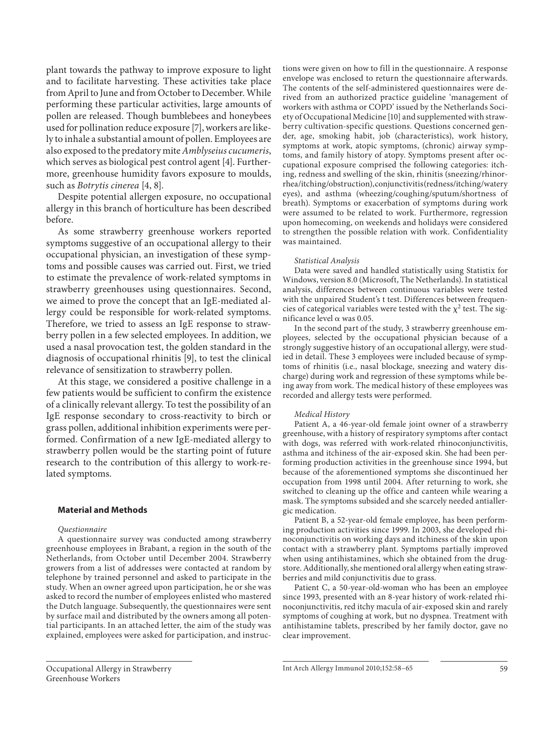plant towards the pathway to improve exposure to light and to facilitate harvesting. These activities take place from April to June and from October to December. While performing these particular activities, large amounts of pollen are released. Though bumblebees and honeybees used for pollination reduce exposure [7], workers are likely to inhale a substantial amount of pollen. Employees are also exposed to the predatory mite *Amblyseius cucumeris*, which serves as biological pest control agent [4]. Furthermore, greenhouse humidity favors exposure to moulds, such as *Botrytis cinerea* [4, 8].

Despite potential allergen exposure, no occupational allergy in this branch of horticulture has been described before.

As some strawberry greenhouse workers reported symptoms suggestive of an occupational allergy to their occupational physician, an investigation of these symptoms and possible causes was carried out. First, we tried to estimate the prevalence of work-related symptoms in strawberry greenhouses using questionnaires. Second, we aimed to prove the concept that an IgE-mediated allergy could be responsible for work-related symptoms. Therefore, we tried to assess an IgE response to strawberry pollen in a few selected employees. In addition, we used a nasal provocation test, the golden standard in the diagnosis of occupational rhinitis [9], to test the clinical relevance of sensitization to strawberry pollen.

At this stage, we considered a positive challenge in a few patients would be sufficient to confirm the existence of a clinically relevant allergy. To test the possibility of an IgE response secondary to cross-reactivity to birch or grass pollen, additional inhibition experiments were performed. Confirmation of a new IgE-mediated allergy to strawberry pollen would be the starting point of future research to the contribution of this allergy to work-related symptoms.

## Material and Methods

*Questionnaire*

A questionnaire survey was conducted among strawberry greenhouse employees in Brabant, a region in the south of the Netherlands, from October until December 2004. Strawberry growers from a list of addresses were contacted at random by telephone by trained personnel and asked to participate in the study. When an owner agreed upon participation, he or she was asked to record the number of employees enlisted who mastered the Dutch language. Subsequently, the questionnaires were sent by surface mail and distributed by the owners among all potential participants. In an attached letter, the aim of the study was explained, employees were asked for participation, and instructions were given on how to fill in the questionnaire. A response envelope was enclosed to return the questionnaire afterwards. The contents of the self-administered questionnaires were derived from an authorized practice guideline 'management of workers with asthma or COPD' issued by the Netherlands Society of Occupational Medicine [10] and supplemented with strawberry cultivation-specific questions. Questions concerned gender, age, smoking habit, job (characteristics), work history, symptoms at work, atopic symptoms, (chronic) airway symptoms, and family history of atopy. Symptoms present after occupational exposure comprised the following categories: itching, redness and swelling of the skin, rhinitis (sneezing/rhinorrhea/itching/obstruction), conjunctivitis (redness/itching/watery eyes), and asthma (wheezing/coughing/sputum/shortness of breath). Symptoms or exacerbation of symptoms during work were assumed to be related to work. Furthermore, regression upon homecoming, on weekends and holidays were considered to strengthen the possible relation with work. Confidentiality was maintained.

*Statistical Analysis*

Data were saved and handled statistically using Statistix for Windows, version 8.0 (Microsoft, The Netherlands). In statistical analysis, differences between continuous variables were tested with the unpaired Student's t test. Differences between frequencies of categorical variables were tested with the $\chi^2$ test. The significance level $\alpha$ was 0.05.

In the second part of the study, 3 strawberry greenhouse employees, selected by the occupational physician because of a strongly suggestive history of an occupational allergy, were studied in detail. These 3 employees were included because of symptoms of rhinitis (i.e., nasal blockage, sneezing and watery discharge) during work and regression of these symptoms while being away from work. The medical history of these employees was recorded and allergy tests were performed.

*Medical History*

Patient A, a 46-year-old female joint owner of a strawberry greenhouse, with a history of respiratory symptoms after contact with dogs, was referred with work-related rhinoconjunctivitis, asthma and itchiness of the air-exposed skin. She had been performing production activities in the greenhouse since 1994, but because of the aforementioned symptoms she discontinued her occupation from 1998 until 2004. After returning to work, she switched to cleaning up the office and canteen while wearing a mask. The symptoms subsided and she scarcely needed antiallergic medication.

Patient B, a 52-year-old female employee, has been performing production activities since 1999. In 2003, she developed rhinoconjunctivitis on working days and itchiness of the skin upon contact with a strawberry plant. Symptoms partially improved when using antihistamines, which she obtained from the drugstore. Additionally, she mentioned oral allergy when eating strawberries and mild conjunctivitis due to grass.

Patient C, a 50-year-old-woman who has been an employee since 1993, presented with an 8-year history of work-related rhinoconjunctivitis, red itchy macula of air-exposed skin and rarely symptoms of coughing at work, but no dyspnea. Treatment with antihistamine tablets, prescribed by her family doctor, gave no clear improvement.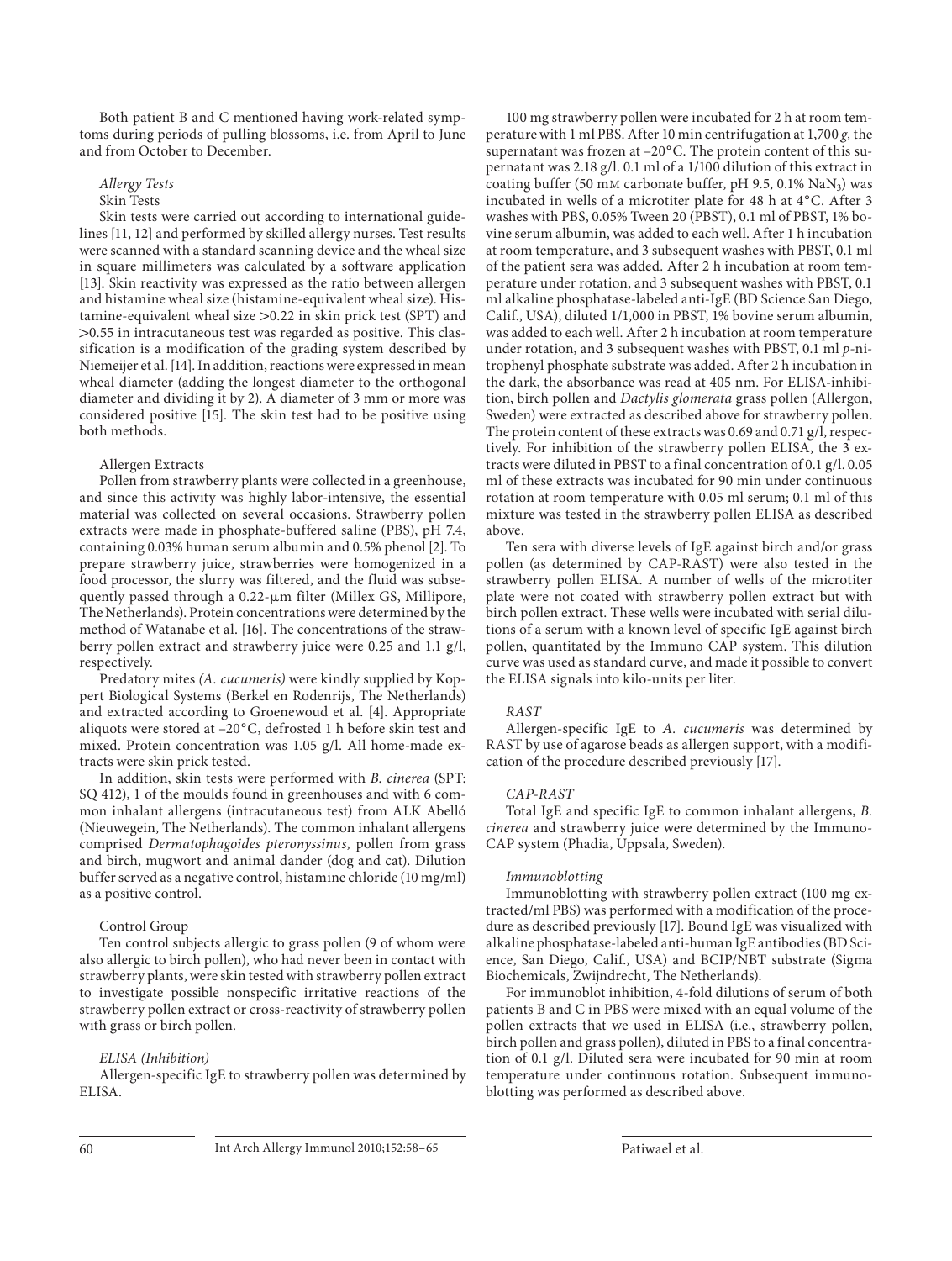Both patient B and C mentioned having work-related symptoms during periods of pulling blossoms, i.e. from April to June and from October to December.

### *Allergy Tests*

#### Skin Tests

Skin tests were carried out according to international guidelines [11, 12] and performed by skilled allergy nurses. Test results were scanned with a standard scanning device and the wheal size in square millimeters was calculated by a software application [13]. Skin reactivity was expressed as the ratio between allergen and histamine wheal size (histamine-equivalent wheal size). Histamine-equivalent wheal size >0.22 in skin prick test (SPT) and >0.55 in intracutaneous test was regarded as positive. This classification is a modification of the grading system described by Niemeijer et al. [14]. In addition, reactions were expressed in mean wheal diameter (adding the longest diameter to the orthogonal diameter and dividing it by 2). A diameter of 3 mm or more was considered positive [15]. The skin test had to be positive using both methods.

#### Allergen Extracts

Pollen from strawberry plants were collected in a greenhouse, and since this activity was highly labor-intensive, the essential material was collected on several occasions. Strawberry pollen extracts were made in phosphate-buffered saline (PBS), pH 7.4, containing 0.03% human serum albumin and 0.5% phenol [2]. To prepare strawberry juice, strawberries were homogenized in a food processor, the slurry was filtered, and the fluid was subsequently passed through a 0.22-μm filter (Millex GS, Millipore, The Netherlands). Protein concentrations were determined by the method of Watanabe et al. [16]. The concentrations of the strawberry pollen extract and strawberry juice were 0.25 and 1.1 g/l, respectively.

Predatory mites *(A. cucumeris)* were kindly supplied by Koppert Biological Systems (Berkel en Rodenrijs, The Netherlands) and extracted according to Groenewoud et al. [4]. Appropriate aliquots were stored at –20°C, defrosted 1 h before skin test and mixed. Protein concentration was 1.05 g/l. All home-made extracts were skin prick tested.

In addition, skin tests were performed with *B. cinerea* (SPT: SQ 412), 1 of the moulds found in greenhouses and with 6 common inhalant allergens (intracutaneous test) from ALK Abelló (Nieuwegein, The Netherlands). The common inhalant allergens comprised *Dermatophagoides pteronyssinus*, pollen from grass and birch, mugwort and animal dander (dog and cat). Dilution buffer served as a negative control, histamine chloride (10 mg/ml) as a positive control.

#### Control Group

Ten control subjects allergic to grass pollen (9 of whom were also allergic to birch pollen), who had never been in contact with strawberry plants, were skin tested with strawberry pollen extract to investigate possible nonspecific irritative reactions of the strawberry pollen extract or cross-reactivity of strawberry pollen with grass or birch pollen.

### *ELISA (Inhibition)*

Allergen-specific IgE to strawberry pollen was determined by ELISA.

100 mg strawberry pollen were incubated for 2 h at room temperature with 1 ml PBS. After 10 min centrifugation at 1,700 *g*, the supernatant was frozen at –20°C. The protein content of this supernatant was 2.18 g/l. 0.1 ml of a 1/100 dilution of this extract in coating buffer (50 mM carbonate buffer, pH 9.5, 0.1% $NaN_3$) was incubated in wells of a microtiter plate for 48 h at 4°C. After 3 washes with PBS, 0.05% Tween 20 (PBST), 0.1 ml of PBST, 1% bovine serum albumin, was added to each well. After 1 h incubation at room temperature, and 3 subsequent washes with PBST, 0.1 ml of the patient sera was added. After 2 h incubation at room temperature under rotation, and 3 subsequent washes with PBST, 0.1 ml alkaline phosphatase-labeled anti-IgE (BD Science San Diego, Calif., USA), diluted 1/1,000 in PBST, 1% bovine serum albumin, was added to each well. After 2 h incubation at room temperature under rotation, and 3 subsequent washes with PBST, 0.1 ml *p*-nitrophenyl phosphate substrate was added. After 2 h incubation in the dark, the absorbance was read at 405 nm. For ELISA-inhibition, birch pollen and *Dactylis glomerata* grass pollen (Allergon, Sweden) were extracted as described above for strawberry pollen. The protein content of these extracts was 0.69 and 0.71 g/l, respectively. For inhibition of the strawberry pollen ELISA, the 3 extracts were diluted in PBST to a final concentration of 0.1 g/l. 0.05 ml of these extracts was incubated for 90 min under continuous rotation at room temperature with 0.05 ml serum; 0.1 ml of this mixture was tested in the strawberry pollen ELISA as described above.

Ten sera with diverse levels of IgE against birch and/or grass pollen (as determined by CAP-RAST) were also tested in the strawberry pollen ELISA. A number of wells of the microtiter plate were not coated with strawberry pollen extract but with birch pollen extract. These wells were incubated with serial dilutions of a serum with a known level of specific IgE against birch pollen, quantitated by the Immuno CAP system. This dilution curve was used as standard curve, and made it possible to convert the ELISA signals into kilo-units per liter.

### *RAST*

Allergen-specific IgE to *A. cucumeris* was determined by RAST by use of agarose beads as allergen support, with a modification of the procedure described previously [17].

### *CAP-RAST*

Total IgE and specific IgE to common inhalant allergens, *B. cinerea* and strawberry juice were determined by the Immuno-CAP system (Phadia, Uppsala, Sweden).

### *Immunoblotting*

Immunoblotting with strawberry pollen extract (100 mg extracted/ml PBS) was performed with a modification of the procedure as described previously [17]. Bound IgE was visualized with alkaline phosphatase-labeled anti-human IgE antibodies (BD Science, San Diego, Calif., USA) and BCIP/NBT substrate (Sigma Biochemicals, Zwijndrecht, The Netherlands).

For immunoblot inhibition, 4-fold dilutions of serum of both patients B and C in PBS were mixed with an equal volume of the pollen extracts that we used in ELISA (i.e., strawberry pollen, birch pollen and grass pollen), diluted in PBS to a final concentration of 0.1 g/l. Diluted sera were incubated for 90 min at room temperature under continuous rotation. Subsequent immunoblotting was performed as described above.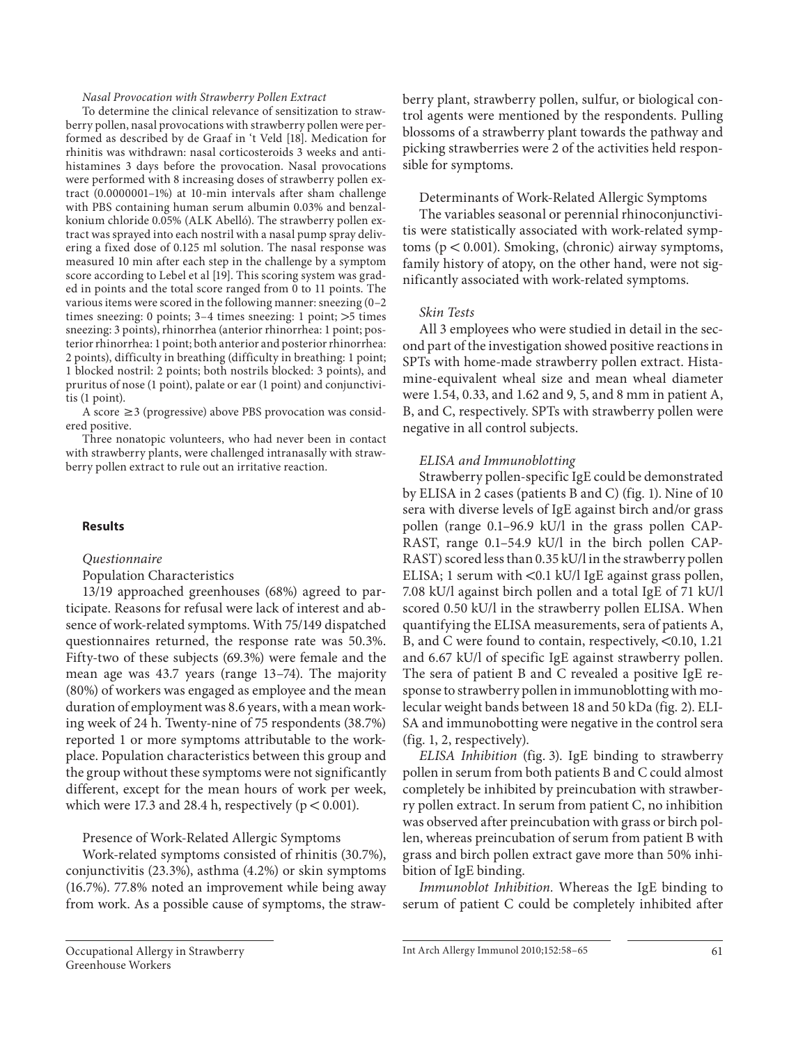*Nasal Provocation with Strawberry Pollen Extract*

To determine the clinical relevance of sensitization to strawberry pollen, nasal provocations with strawberry pollen were performed as described by de Graaf in 't Veld [18]. Medication for rhinitis was withdrawn: nasal corticosteroids 3 weeks and antihistamines 3 days before the provocation. Nasal provocations were performed with 8 increasing doses of strawberry pollen extract (0.0000001–1%) at 10-min intervals after sham challenge with PBS containing human serum albumin 0.03% and benzalkonium chloride 0.05% (ALK Abelló). The strawberry pollen extract was sprayed into each nostril with a nasal pump spray delivering a fixed dose of 0.125 ml solution. The nasal response was measured 10 min after each step in the challenge by a symptom score according to Lebel et al [19]. This scoring system was graded in points and the total score ranged from 0 to 11 points. The various items were scored in the following manner: sneezing (0–2 times sneezing: 0 points; 3–4 times sneezing: 1 point; >5 times sneezing: 3 points), rhinorrhea (anterior rhinorrhea: 1 point; posterior rhinorrhea: 1 point; both anterior and posterior rhinorrhea: 2 points), difficulty in breathing (difficulty in breathing: 1 point; 1 blocked nostril: 2 points; both nostrils blocked: 3 points), and pruritus of nose (1 point), palate or ear (1 point) and conjunctivitis (1 point).

A score ≥3 (progressive) above PBS provocation was considered positive.

Three nonatopic volunteers, who had never been in contact with strawberry plants, were challenged intranasally with strawberry pollen extract to rule out an irritative reaction.

## Results

*Questionnaire*

Population Characteristics

13/19 approached greenhouses (68%) agreed to participate. Reasons for refusal were lack of interest and absence of work-related symptoms. With 75/149 dispatched questionnaires returned, the response rate was 50.3%. Fifty-two of these subjects (69.3%) were female and the mean age was 43.7 years (range 13–74). The majority (80%) of workers was engaged as employee and the mean duration of employment was 8.6 years, with a mean working week of 24 h. Twenty-nine of 75 respondents (38.7%) reported 1 or more symptoms attributable to the workplace. Population characteristics between this group and the group without these symptoms were not significantly different, except for the mean hours of work per week, which were 17.3 and 28.4 h, respectively ($p < 0.001$).

Presence of Work-Related Allergic Symptoms

Work-related symptoms consisted of rhinitis (30.7%), conjunctivitis (23.3%), asthma (4.2%) or skin symptoms (16.7%). 77.8% noted an improvement while being away from work. As a possible cause of symptoms, the strawberry plant, strawberry pollen, sulfur, or biological control agents were mentioned by the respondents. Pulling blossoms of a strawberry plant towards the pathway and picking strawberries were 2 of the activities held responsible for symptoms.

Determinants of Work-Related Allergic Symptoms

The variables seasonal or perennial rhinoconjunctivitis were statistically associated with work-related symptoms ($p < 0.001$). Smoking, (chronic) airway symptoms, family history of atopy, on the other hand, were not significantly associated with work-related symptoms.

*Skin Tests*

All 3 employees who were studied in detail in the second part of the investigation showed positive reactions in SPTs with home-made strawberry pollen extract. Histamine-equivalent wheal size and mean wheal diameter were 1.54, 0.33, and 1.62 and 9, 5, and 8 mm in patient A, B, and C, respectively. SPTs with strawberry pollen were negative in all control subjects.

*ELISA and Immunoblotting*

Strawberry pollen-specific IgE could be demonstrated by ELISA in 2 cases (patients B and C) (fig. 1). Nine of 10 sera with diverse levels of IgE against birch and/or grass pollen (range 0.1–96.9 kU/l in the grass pollen CAP-RAST, range 0.1–54.9 kU/l in the birch pollen CAP-RAST) scored less than 0.35 kU/l in the strawberry pollen ELISA; 1 serum with <0.1 kU/l IgE against grass pollen, 7.08 kU/l against birch pollen and a total IgE of 71 kU/l scored 0.50 kU/l in the strawberry pollen ELISA. When quantifying the ELISA measurements, sera of patients A, B, and C were found to contain, respectively, <0.10, 1.21 and 6.67 kU/l of specific IgE against strawberry pollen. The sera of patient B and C revealed a positive IgE response to strawberry pollen in immunoblotting with molecular weight bands between 18 and 50 kDa (fig. 2). ELISA and immunobotting were negative in the control sera (fig. 1, 2, respectively).

*ELISA Inhibition* (fig. 3). IgE binding to strawberry pollen in serum from both patients B and C could almost completely be inhibited by preincubation with strawberry pollen extract. In serum from patient C, no inhibition was observed after preincubation with grass or birch pollen, whereas preincubation of serum from patient B with grass and birch pollen extract gave more than 50% inhibition of IgE binding.

*Immunoblot Inhibition.* Whereas the IgE binding to serum of patient C could be completely inhibited after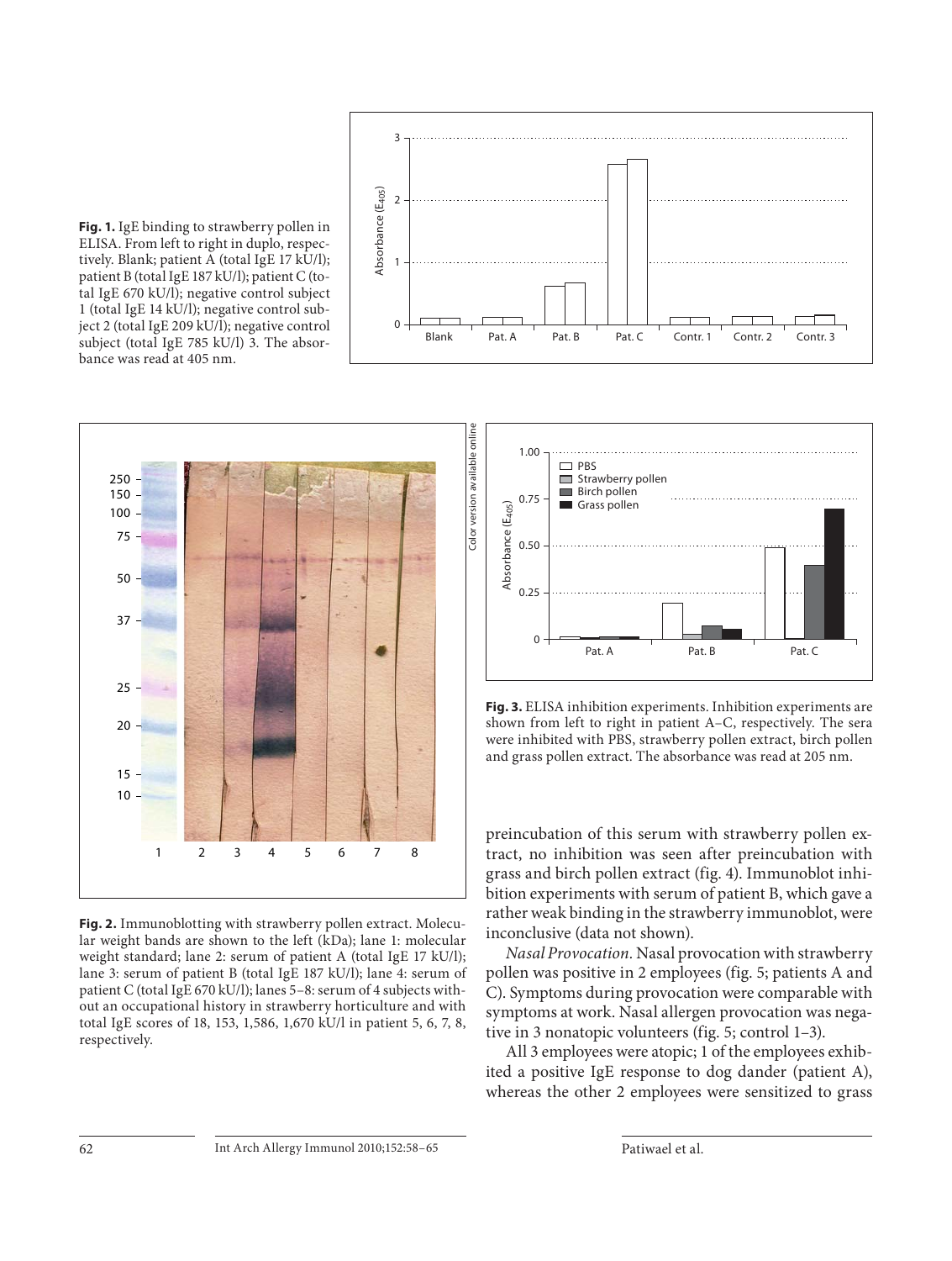**Fig. 1.** IgE binding to strawberry pollen in ELISA. From left to right in duplo, respectively. Blank; patient A (total IgE 17 kU/l); patient B (total IgE 187 kU/l); patient C (total IgE 670 kU/l); negative control subject 1 (total IgE 14 kU/l); negative control subject 2 (total IgE 209 kU/l); negative control subject (total IgE 785 kU/l) 3. The absorbance was read at 405 nm.

**Fig. 2.** Immunoblotting with strawberry pollen extract. Molecular weight bands are shown to the left (kDa); lane 1: molecular weight standard; lane 2: serum of patient A (total IgE 17 kU/l); lane 3: serum of patient B (total IgE 187 kU/l); lane 4: serum of patient C (total IgE 670 kU/l); lanes 5–8: serum of 4 subjects without an occupational history in strawberry horticulture and with total IgE scores of 18, 153, 1,586, 1,670 kU/l in patient 5, 6, 7, 8, respectively.

**Fig. 3.** ELISA inhibition experiments. Inhibition experiments are shown from left to right in patient A–C, respectively. The sera were inhibited with PBS, strawberry pollen extract, birch pollen and grass pollen extract. The absorbance was read at 205 nm.

preincubation of this serum with strawberry pollen extract, no inhibition was seen after preincubation with grass and birch pollen extract (fig. 4). Immunoblot inhibition experiments with serum of patient B, which gave a rather weak binding in the strawberry immunoblot, were inconclusive (data not shown).

*Nasal Provocation.* Nasal provocation with strawberry pollen was positive in 2 employees (fig. 5; patients A and C). Symptoms during provocation were comparable with symptoms at work. Nasal allergen provocation was negative in 3 nonatopic volunteers (fig. 5; control 1–3).

All 3 employees were atopic; 1 of the employees exhibited a positive IgE response to dog dander (patient A), whereas the other 2 employees were sensitized to grass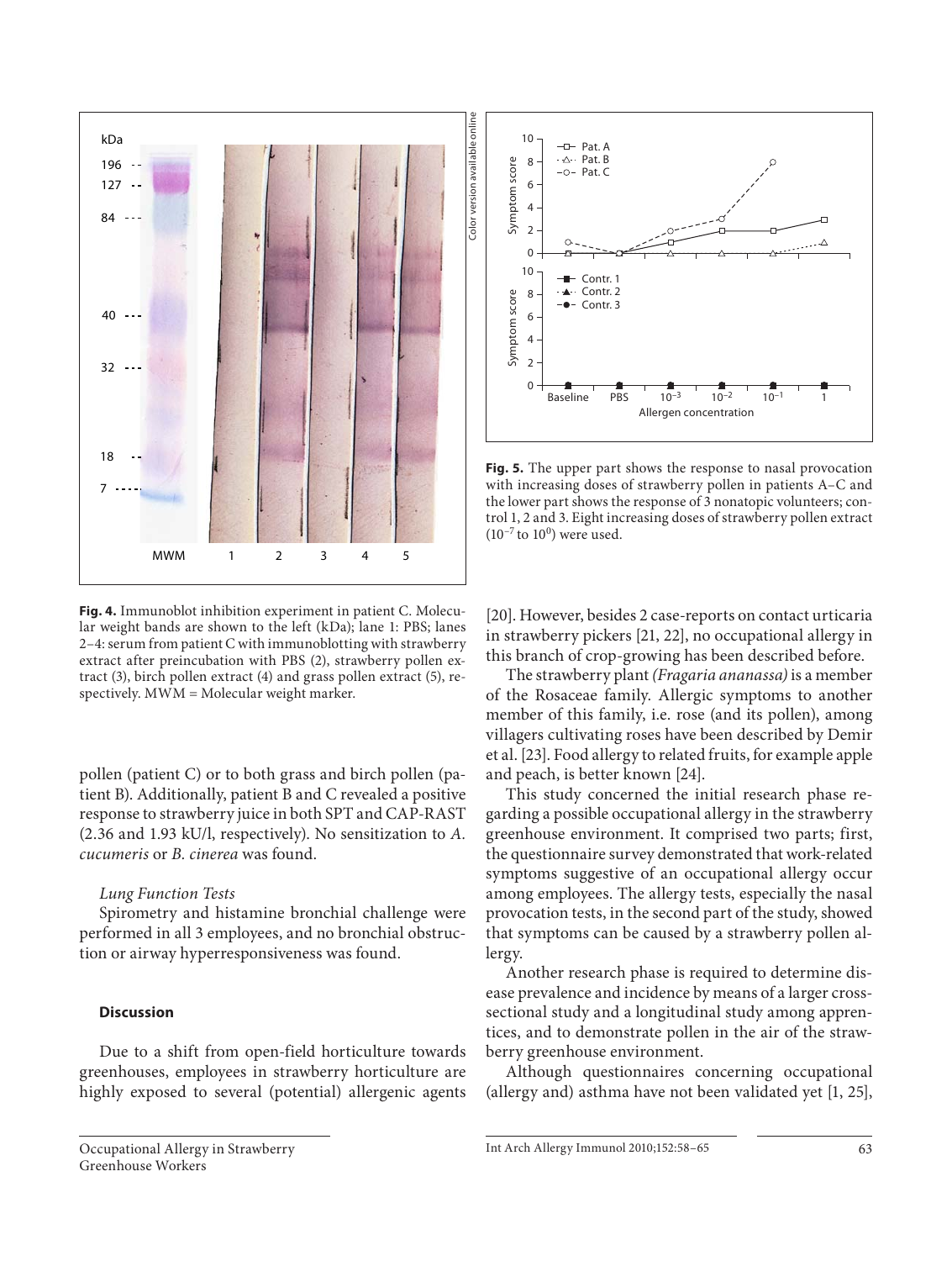Fig. 4. Immunoblot inhibition experiment in patient C. Molecular weight bands are shown to the left (kDa); lane 1: PBS; lanes 2–4: serum from patient C with immunoblotting with strawberry extract after preincubation with PBS (2), strawberry pollen extract (3), birch pollen extract (4) and grass pollen extract (5), respectively. MWM = Molecular weight marker.

Fig. 5. The upper part shows the response to nasal provocation with increasing doses of strawberry pollen in patients A–C and the lower part shows the response of 3 nonatopic volunteers; control 1, 2 and 3. Eight increasing doses of strawberry pollen extract ($10^{-7}$ to $10^{0}$) were used.

pollen (patient C) or to both grass and birch pollen (patient B). Additionally, patient B and C revealed a positive response to strawberry juice in both SPT and CAP-RAST (2.36 and 1.93 kU/l, respectively). No sensitization to *A. cucumeris* or *B. cinerea* was found.

*Lung Function Tests*

Spirometry and histamine bronchial challenge were performed in all 3 employees, and no bronchial obstruction or airway hyperresponsiveness was found.

## Discussion

Due to a shift from open-field horticulture towards greenhouses, employees in strawberry horticulture are highly exposed to several (potential) allergenic agents [20]. However, besides 2 case-reports on contact urticaria in strawberry pickers [21, 22], no occupational allergy in this branch of crop-growing has been described before.

The strawberry plant *(Fragaria ananassa)* is a member of the Rosaceae family. Allergic symptoms to another member of this family, i.e. rose (and its pollen), among villagers cultivating roses have been described by Demir et al. [23]. Food allergy to related fruits, for example apple and peach, is better known [24].

This study concerned the initial research phase regarding a possible occupational allergy in the strawberry greenhouse environment. It comprised two parts; first, the questionnaire survey demonstrated that work-related symptoms suggestive of an occupational allergy occur among employees. The allergy tests, especially the nasal provocation tests, in the second part of the study, showed that symptoms can be caused by a strawberry pollen allergy.

Another research phase is required to determine disease prevalence and incidence by means of a larger cross-sectional study and a longitudinal study among apprentices, and to demonstrate pollen in the air of the strawberry greenhouse environment.

Although questionnaires concerning occupational (allergy and) asthma have not been validated yet [1, 25],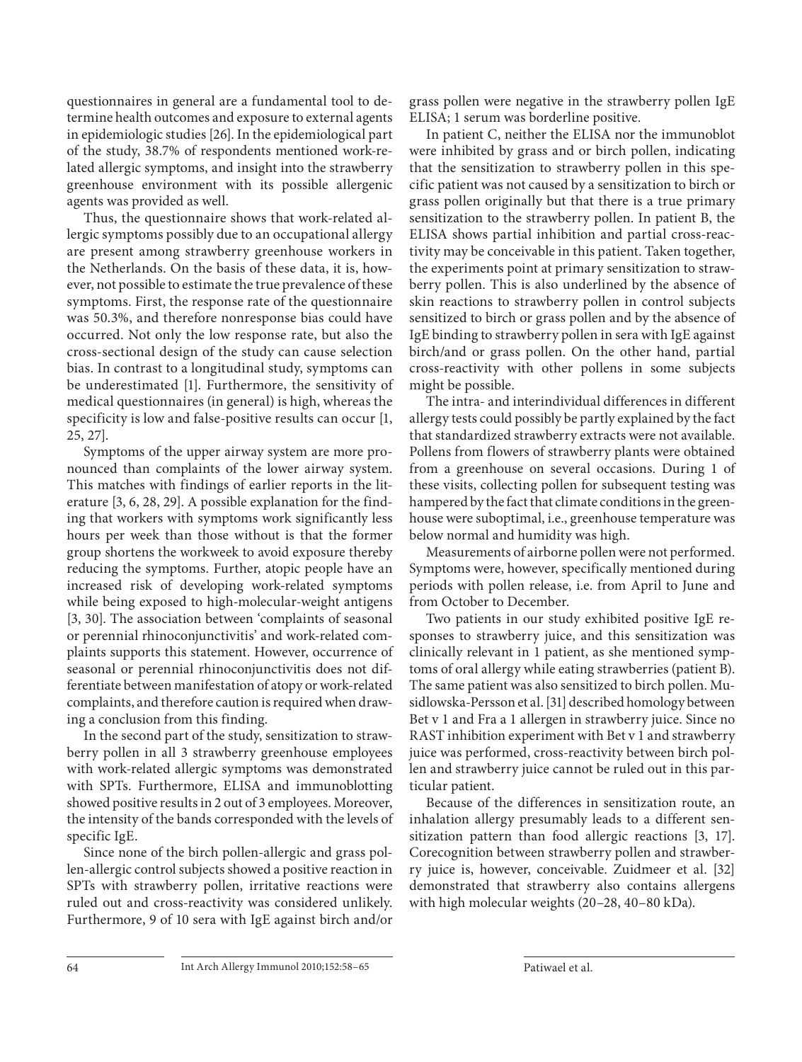questionnaires in general are a fundamental tool to determine health outcomes and exposure to external agents in epidemiologic studies [26]. In the epidemiological part of the study, 38.7% of respondents mentioned work-related allergic symptoms, and insight into the strawberry greenhouse environment with its possible allergenic agents was provided as well.

Thus, the questionnaire shows that work-related allergic symptoms possibly due to an occupational allergy are present among strawberry greenhouse workers in the Netherlands. On the basis of these data, it is, however, not possible to estimate the true prevalence of these symptoms. First, the response rate of the questionnaire was 50.3%, and therefore nonresponse bias could have occurred. Not only the low response rate, but also the cross-sectional design of the study can cause selection bias. In contrast to a longitudinal study, symptoms can be underestimated [1]. Furthermore, the sensitivity of medical questionnaires (in general) is high, whereas the specificity is low and false-positive results can occur [1, 25, 27].

Symptoms of the upper airway system are more pronounced than complaints of the lower airway system. This matches with findings of earlier reports in the literature [3, 6, 28, 29]. A possible explanation for the finding that workers with symptoms work significantly less hours per week than those without is that the former group shortens the workweek to avoid exposure thereby reducing the symptoms. Further, atopic people have an increased risk of developing work-related symptoms while being exposed to high-molecular-weight antigens [3, 30]. The association between 'complaints of seasonal or perennial rhinoconjunctivitis' and work-related complaints supports this statement. However, occurrence of seasonal or perennial rhinoconjunctivitis does not differentiate between manifestation of atopy or work-related complaints, and therefore caution is required when drawing a conclusion from this finding.

In the second part of the study, sensitization to strawberry pollen in all 3 strawberry greenhouse employees with work-related allergic symptoms was demonstrated with SPTs. Furthermore, ELISA and immunoblotting showed positive results in 2 out of 3 employees. Moreover, the intensity of the bands corresponded with the levels of specific IgE.

Since none of the birch pollen-allergic and grass pollen-allergic control subjects showed a positive reaction in SPTs with strawberry pollen, irritative reactions were ruled out and cross-reactivity was considered unlikely. Furthermore, 9 of 10 sera with IgE against birch and/or grass pollen were negative in the strawberry pollen IgE ELISA; 1 serum was borderline positive.

In patient C, neither the ELISA nor the immunoblot were inhibited by grass and or birch pollen, indicating that the sensitization to strawberry pollen in this specific patient was not caused by a sensitization to birch or grass pollen originally but that there is a true primary sensitization to the strawberry pollen. In patient B, the ELISA shows partial inhibition and partial cross-reactivity may be conceivable in this patient. Taken together, the experiments point at primary sensitization to strawberry pollen. This is also underlined by the absence of skin reactions to strawberry pollen in control subjects sensitized to birch or grass pollen and by the absence of IgE binding to strawberry pollen in sera with IgE against birch/and or grass pollen. On the other hand, partial cross-reactivity with other pollens in some subjects might be possible.

The intra- and interindividual differences in different allergy tests could possibly be partly explained by the fact that standardized strawberry extracts were not available. Pollens from flowers of strawberry plants were obtained from a greenhouse on several occasions. During 1 of these visits, collecting pollen for subsequent testing was hampered by the fact that climate conditions in the greenhouse were suboptimal, i.e., greenhouse temperature was below normal and humidity was high.

Measurements of airborne pollen were not performed. Symptoms were, however, specifically mentioned during periods with pollen release, i.e. from April to June and from October to December.

Two patients in our study exhibited positive IgE responses to strawberry juice, and this sensitization was clinically relevant in 1 patient, as she mentioned symptoms of oral allergy while eating strawberries (patient B). The same patient was also sensitized to birch pollen. Musidlowska-Persson et al. [31] described homology between Bet v 1 and Fra a 1 allergen in strawberry juice. Since no RAST inhibition experiment with Bet v 1 and strawberry juice was performed, cross-reactivity between birch pollen and strawberry juice cannot be ruled out in this particular patient.

Because of the differences in sensitization route, an inhalation allergy presumably leads to a different sensitization pattern than food allergic reactions [3, 17]. Corecognition between strawberry pollen and strawberry juice is, however, conceivable. Zuidmeer et al. [32] demonstrated that strawberry also contains allergens with high molecular weights (20–28, 40–80 kDa).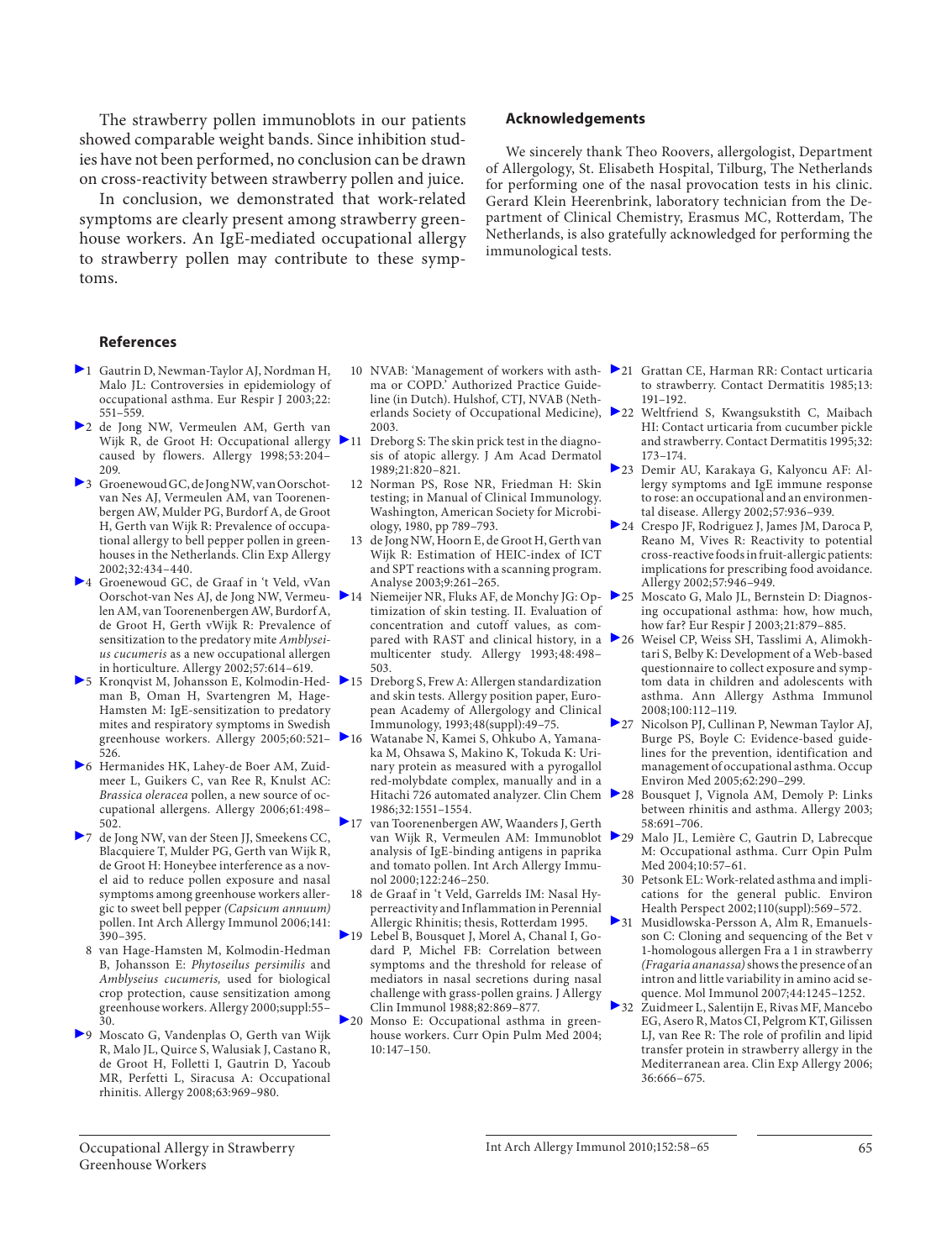The strawberry pollen immunoblots in our patients showed comparable weight bands. Since inhibition studies have not been performed, no conclusion can be drawn on cross-reactivity between strawberry pollen and juice.

In conclusion, we demonstrated that work-related symptoms are clearly present among strawberry greenhouse workers. An IgE-mediated occupational allergy to strawberry pollen may contribute to these symptoms.

## Acknowledgements

We sincerely thank Theo Roovers, allergologist, Department of Allergology, St. Elisabeth Hospital, Tilburg, The Netherlands for performing one of the nasal provocation tests in his clinic. Gerard Klein Heerenbrink, laboratory technician from the Department of Clinical Chemistry, Erasmus MC, Rotterdam, The Netherlands, is also gratefully acknowledged for performing the immunological tests.

## References

1. Gautrin D, Newman-Taylor AJ, Nordman H, Malo JL: Controversies in epidemiology of occupational asthma. Eur Respir J 2003;22:551–559.
2. de Jong NW, Vermeulen AM, Gerth van Wijk R, de Groot H: Occupational allergy caused by flowers. Allergy 1998;53:204–209.
3. Groenewoud GC, de Jong NW, van Oorschot-van Nes AJ, Vermeulen AM, van Toorenenbergen AW, Mulder PG, Burdorf A, de Groot H, Gerth van Wijk R: Prevalence of occupational allergy to bell pepper pollen in greenhouses in the Netherlands. Clin Exp Allergy 2002;32:434–440.
4. Groenewoud GC, de Graaf in 't Veld, vVan Oorschot-van Nes AJ, de Jong NW, Vermeulen AM, van Toorenenbergen AW, Burdorf A, de Groot H, Gerth vWijk R: Prevalence of sensitization to the predatory mite *Amblyseius cucumeris* as a new occupational allergen in horticulture. Allergy 2002;57:614–619.
5. Kronqvist M, Johansson E, Kolmodin-Hedman B, Oman H, Svartengren M, Hage-Hamsten M: IgE-sensitization to predatory mites and respiratory symptoms in Swedish greenhouse workers. Allergy 2005;60:521–526.
6. Hermanides HK, Lahey-de Boer AM, Zuidmeer L, Guikers C, van Ree R, Knulst AC: *Brassica oleracea* pollen, a new source of occupational allergens. Allergy 2006;61:498–502.
7. de Jong NW, van der Steen JJ, Smeekens CC, Blacquiere T, Mulder PG, Gerth van Wijk R, de Groot H: Honeybee interference as a novel aid to reduce pollen exposure and nasal symptoms among greenhouse workers allergic to sweet bell pepper *(Capsicum annuum)* pollen. Int Arch Allergy Immunol 2006;141:390–395.
8. van Hage-Hamsten M, Kolmodin-Hedman B, Johansson E: *Phytoseilus persimilis* and *Amblyseius cucumeris,* used for biological crop protection, cause sensitization among greenhouse workers. Allergy 2000;suppl:55–30.
9. Moscato G, Vandenplas O, Gerth van Wijk R, Malo JL, Quirce S, Walusiak J, Castano R, de Groot H, Folletti I, Gautrin D, Yacoub MR, Perfetti L, Siracusa A: Occupational rhinitis. Allergy 2008;63:969–980.
10. NVAB: 'Management of workers with asthma or COPD.' Authorized Practice Guideline (in Dutch). Hulshof, CTJ, NVAB (Netherlands Society of Occupational Medicine), 2003.
11. Dreborg S: The skin prick test in the diagnosis of atopic allergy. J Am Acad Dermatol 1989;21:820–821.
12. Norman PS, Rose NR, Friedman H: Skin testing; in Manual of Clinical Immunology. Washington, American Society for Microbiology, 1980, pp 789–793.
13. de Jong NW, Hoorn E, de Groot H, Gerth van Wijk R: Estimation of HEIC-index of ICT and SPT reactions with a scanning program. Analyse 2003;9:261–265.
14. Niemeijer NR, Fluks AF, de Monchy JG: Optimization of skin testing. II. Evaluation of concentration and cutoff values, as compared with RAST and clinical history, in a multicenter study. Allergy 1993;48:498–503.
15. Dreborg S, Frew A: Allergen standardization and skin tests. Allergy position paper, European Academy of Allergology and Clinical Immunology, 1993;48(suppl):49–75.
16. Watanabe N, Kamei S, Ohkubo A, Yamanaka M, Ohsawa S, Makino K, Tokuda K: Urinary protein as measured with a pyrogallol red-molybdate complex, manually and in a Hitachi 726 automated analyzer. Clin Chem 1986;32:1551–1554.
17. van Toorenenbergen AW, Waanders J, Gerth van Wijk R, Vermeulen AM: Immunoblot analysis of IgE-binding antigens in paprika and tomato pollen. Int Arch Allergy Immunol 2000;122:246–250.
18. de Graaf in 't Veld, Garrelds IM: Nasal Hyperreactivity and Inflammation in Perennial Allergic Rhinitis; thesis, Rotterdam 1995.
19. Lebel B, Bousquet J, Morel A, Chanal I, Godard P, Michel FB: Correlation between symptoms and the threshold for release of mediators in nasal secretions during nasal challenge with grass-pollen grains. J Allergy Clin Immunol 1988;82:869–877.
20. Monso E: Occupational asthma in greenhouse workers. Curr Opin Pulm Med 2004;10:147–150.
21. Grattan CE, Harman RR: Contact urticaria to strawberry. Contact Dermatitis 1985;13:191–192.
22. Weltfriend S, Kwangsukstith C, Maibach HI: Contact urticaria from cucumber pickle and strawberry. Contact Dermatitis 1995;32:173–174.
23. Demir AU, Karakaya G, Kalyoncu AF: Allergy symptoms and IgE immune response to rose: an occupational and an environmental disease. Allergy 2002;57:936–939.
24. Crespo JF, Rodriguez J, James JM, Daroca P, Reano M, Vives R: Reactivity to potential cross-reactive foods in fruit-allergic patients: implications for prescribing food avoidance. Allergy 2002;57:946–949.
25. Moscato G, Malo JL, Bernstein D: Diagnosing occupational asthma: how, how much, how far? Eur Respir J 2003;21:879–885.
26. Weisel CP, Weiss SH, Tasslimi A, Alimokhtari S, Belby K: Development of a Web-based questionnaire to collect exposure and symptom data in children and adolescents with asthma. Ann Allergy Asthma Immunol 2008;100:112–119.
27. Nicolson PJ, Cullinan P, Newman Taylor AJ, Burge PS, Boyle C: Evidence-based guidelines for the prevention, identification and management of occupational asthma. Occup Environ Med 2005;62:290–299.
28. Bousquet J, Vignola AM, Demoly P: Links between rhinitis and asthma. Allergy 2003;58:691–706.
29. Malo JL, Lemière C, Gautrin D, Labrecque M: Occupational asthma. Curr Opin Pulm Med 2004;10:57–61.
30. Petsonk EL: Work-related asthma and implications for the general public. Environ Health Perspect 2002;110(suppl):569–572.
31. Musidlowska-Persson A, Alm R, Emanuelsson C: Cloning and sequencing of the Bet v 1-homologous allergen Fra a 1 in strawberry *(Fragaria ananassa)* shows the presence of an intron and little variability in amino acid sequence. Mol Immunol 2007;44:1245–1252.
32. Zuidmeer L, Salentijn E, Rivas MF, Mancebo EG, Asero R, Matos CI, Pelgrom KT, Gilissen LJ, van Ree R: The role of profilin and lipid transfer protein in strawberry allergy in the Mediterranean area. Clin Exp Allergy 2006;36:666–675.